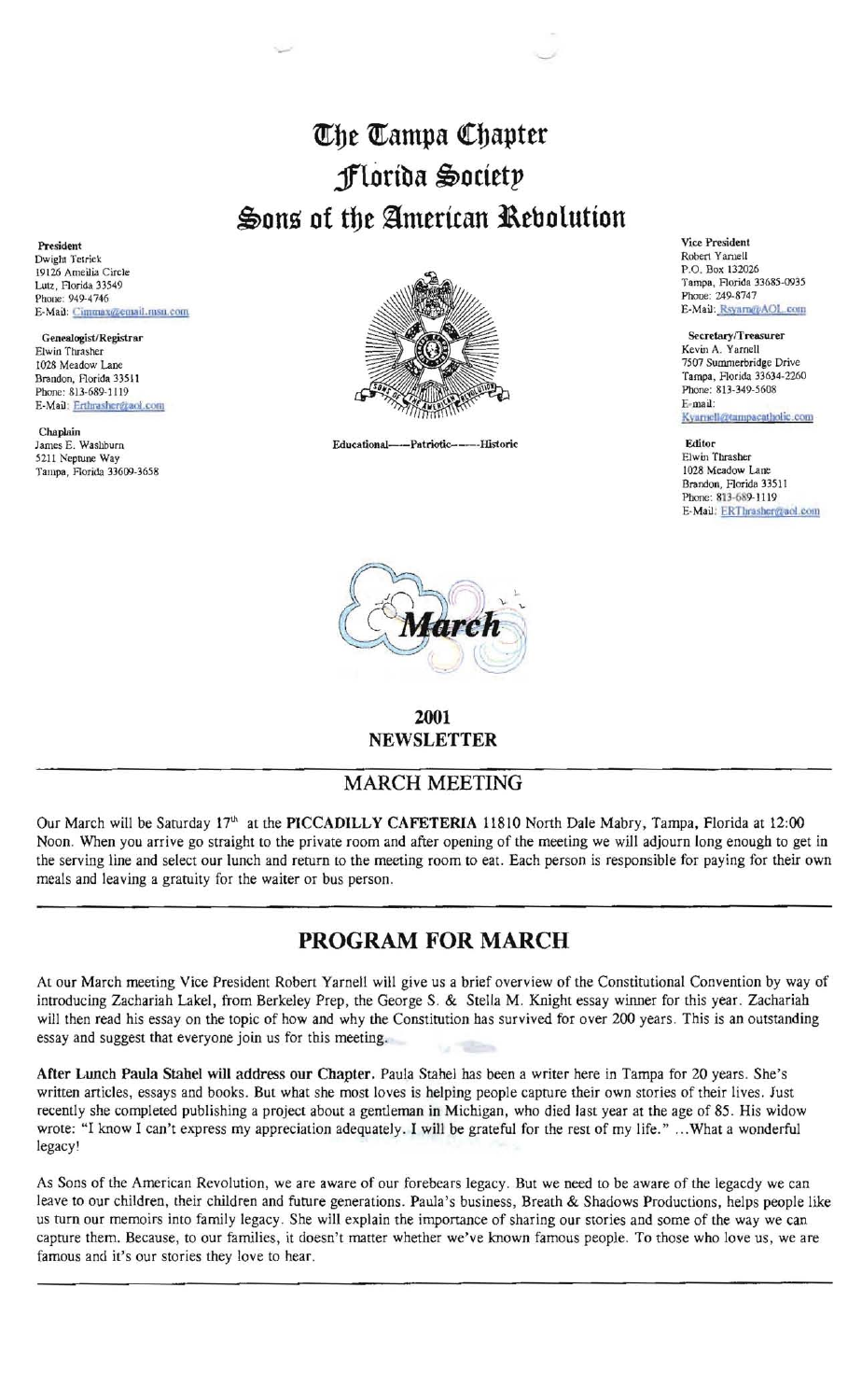# The Tampa Chapter
# Florida Society
# Sons of the American Revolution

**President**
Dwight Tetrick
19126 Ameilia Circle
Lutz, Florida 33549
Phone: 949-4746
E-Mail: Cimmax@email.msn.com

**Genealogist/Registrar**
Elwin Thrasher
1028 Meadow Lane
Brandon, Florida 33511
Phone: 813-689-1119
E-Mail: Erthrasher@aol.com

**Chaplain**
James E. Washburn
5211 Neptune Way
Tampa, Florida 33609-3658

Educational——Patriotic——Historic

**Vice President**
Robert Yarnell
P.O. Box 132026
Tampa, Florida 33685-0935
Phone: 249-8747
E-Mail: Rsyarn@AOL.com

**Secretary/Treasurer**
Kevin A. Yarnell
7507 Summerbridge Drive
Tampa, Florida 33634-2260
Phone: 813-349-5608
E-mail: Kyarnell@tampacatholic.com

**Editor**
Elwin Thrasher
1028 Meadow Lane
Brandon, Florida 33511
Phone: 813-689-1119
E-Mail: ERThrasher@aol.com

*March*

**2001**
**NEWSLETTER**

## MARCH MEETING

Our March will be Saturday 17th at the **PICCADILLY CAFETERIA** 11810 North Dale Mabry, Tampa, Florida at 12:00 Noon. When you arrive go straight to the private room and after opening of the meeting we will adjourn long enough to get in the serving line and select our lunch and return to the meeting room to eat. Each person is responsible for paying for their own meals and leaving a gratuity for the waiter or bus person.

## PROGRAM FOR MARCH

At our March meeting Vice President Robert Yarnell will give us a brief overview of the Constitutional Convention by way of introducing Zachariah Lakel, from Berkeley Prep, the George S. & Stella M. Knight essay winner for this year. Zachariah will then read his essay on the topic of how and why the Constitution has survived for over 200 years. This is an outstanding essay and suggest that everyone join us for this meeting.

**After Lunch Paula Stahel will address our Chapter.** Paula Stahel has been a writer here in Tampa for 20 years. She's written articles, essays and books. But what she most loves is helping people capture their own stories of their lives. Just recently she completed publishing a project about a gentleman in Michigan, who died last year at the age of 85. His widow wrote: "I know I can't express my appreciation adequately. I will be grateful for the rest of my life." ...What a wonderful legacy!

As Sons of the American Revolution, we are aware of our forebears legacy. But we need to be aware of the legacdy we can leave to our children, their children and future generations. Paula's business, Breath & Shadows Productions, helps people like us turn our memoirs into family legacy. She will explain the importance of sharing our stories and some of the way we can capture them. Because, to our families, it doesn't matter whether we've known famous people. To those who love us, we are famous and it's our stories they love to hear.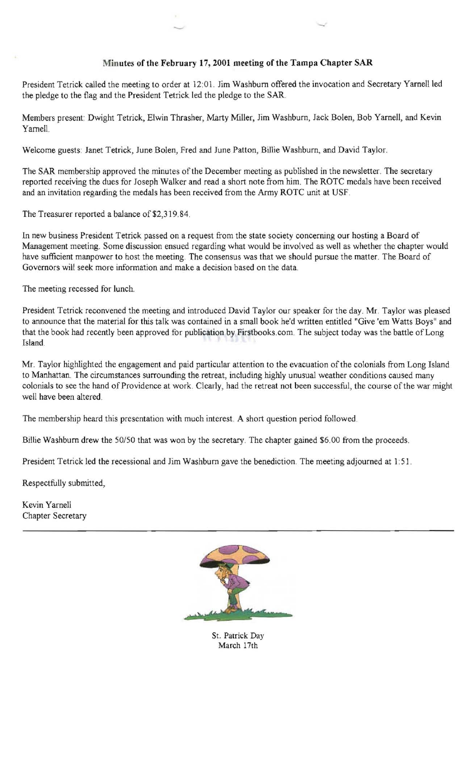**Minutes of the February 17, 2001 meeting of the Tampa Chapter SAR**

President Tetrick called the meeting to order at 12:01. Jim Washburn offered the invocation and Secretary Yarnell led the pledge to the flag and the President Tetrick led the pledge to the SAR.

Members present: Dwight Tetrick, Elwin Thrasher, Marty Miller, Jim Washburn, Jack Bolen, Bob Yarnell, and Kevin Yarnell.

Welcome guests: Janet Tetrick, June Bolen, Fred and June Patton, Billie Washburn, and David Taylor.

The SAR membership approved the minutes of the December meeting as published in the newsletter. The secretary reported receiving the dues for Joseph Walker and read a short note from him. The ROTC medals have been received and an invitation regarding the medals has been received from the Army ROTC unit at USF.

The Treasurer reported a balance of $2,319.84.

In new business President Tetrick passed on a request from the state society concerning our hosting a Board of Management meeting. Some discussion ensued regarding what would be involved as well as whether the chapter would have sufficient manpower to host the meeting. The consensus was that we should pursue the matter. The Board of Governors will seek more information and make a decision based on the data.

The meeting recessed for lunch.

President Tetrick reconvened the meeting and introduced David Taylor our speaker for the day. Mr. Taylor was pleased to announce that the material for this talk was contained in a small book he'd written entitled "Give 'em Watts Boys" and that the book had recently been approved for publication by Firstbooks.com. The subject today was the battle of Long Island.

Mr. Taylor highlighted the engagement and paid particular attention to the evacuation of the colonials from Long Island to Manhattan. The circumstances surrounding the retreat, including highly unusual weather conditions caused many colonials to see the hand of Providence at work. Clearly, had the retreat not been successful, the course of the war might well have been altered.

The membership heard this presentation with much interest. A short question period followed.

Billie Washburn drew the 50/50 that was won by the secretary. The chapter gained $6.00 from the proceeds.

President Tetrick led the recessional and Jim Washburn gave the benediction. The meeting adjourned at 1:51.

Respectfully submitted,

Kevin Yarnell
Chapter Secretary

---

St. Patrick Day
March 17th